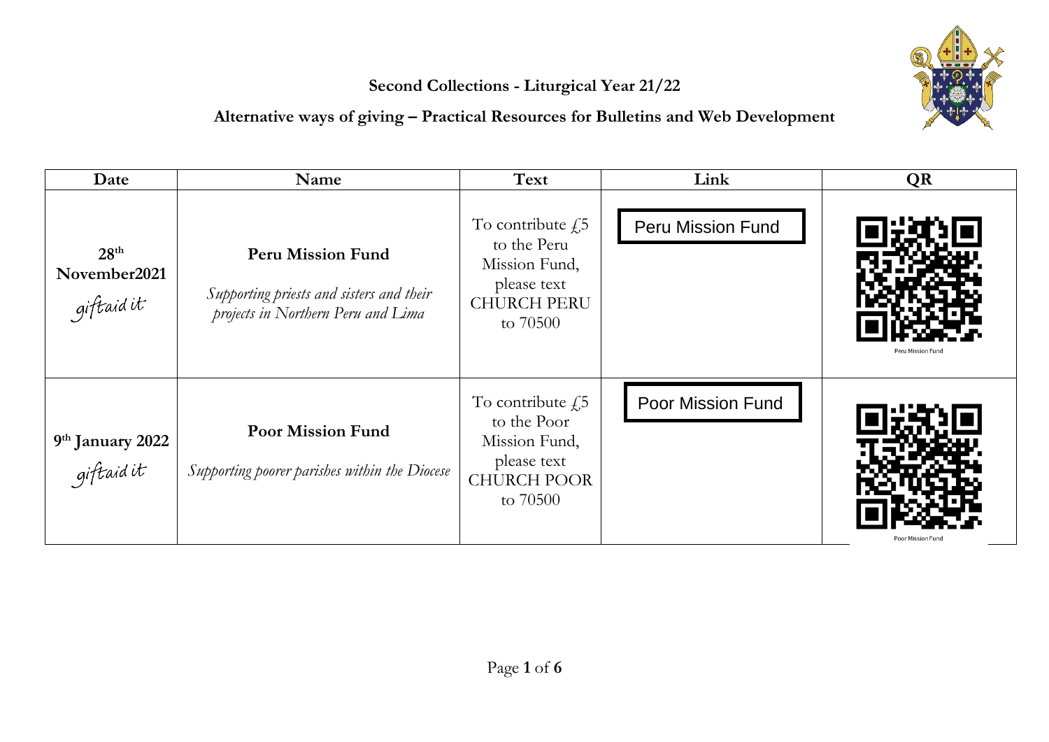**Second Collections - Liturgical Year 21/22**

**Alternative ways of giving – Practical Resources for Bulletins and Web Development**

| Date | Name | Text | Link | QR |
|---|---|---|---|---|
| **28th November2021** giftaid it | **Peru Mission Fund** *Supporting priests and sisters and their projects in Northern Peru and Lima* | To contribute £5 to the Peru Mission Fund, please text CHURCH PERU to 70500 | Peru Mission Fund | Peru Mission Fund |
| **9th January 2022** giftaid it | **Poor Mission Fund** *Supporting poorer parishes within the Diocese* | To contribute £5 to the Poor Mission Fund, please text CHURCH POOR to 70500 | Poor Mission Fund | Poor Mission Fund |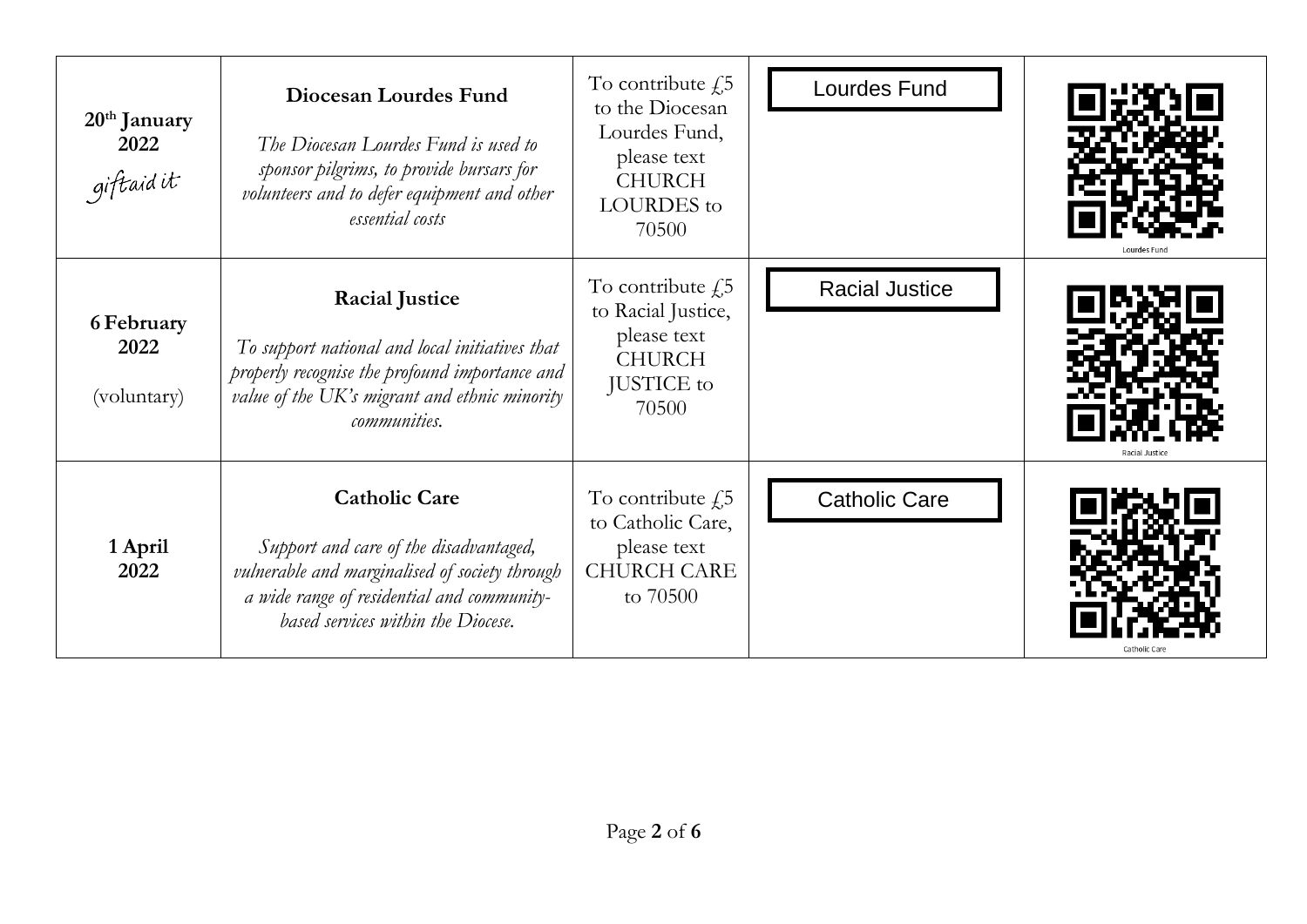| | | | | |
|---|---|---|---|---|
| **20th January 2022** giftaid it | **Diocesan Lourdes Fund** *The Diocesan Lourdes Fund is used to sponsor pilgrims, to provide bursars for volunteers and to defer equipment and other essential costs* | To contribute £5 to the Diocesan Lourdes Fund, please text CHURCH LOURDES to 70500 | Lourdes Fund | Lourdes Fund |
| **6 February 2022** (voluntary) | **Racial Justice** *To support national and local initiatives that properly recognise the profound importance and value of the UK's migrant and ethnic minority communities.* | To contribute £5 to Racial Justice, please text CHURCH JUSTICE to 70500 | Racial Justice | Racial Justice |
| **1 April 2022** | **Catholic Care** *Support and care of the disadvantaged, vulnerable and marginalised of society through a wide range of residential and community-based services within the Diocese.* | To contribute £5 to Catholic Care, please text CHURCH CARE to 70500 | Catholic Care | Catholic Care |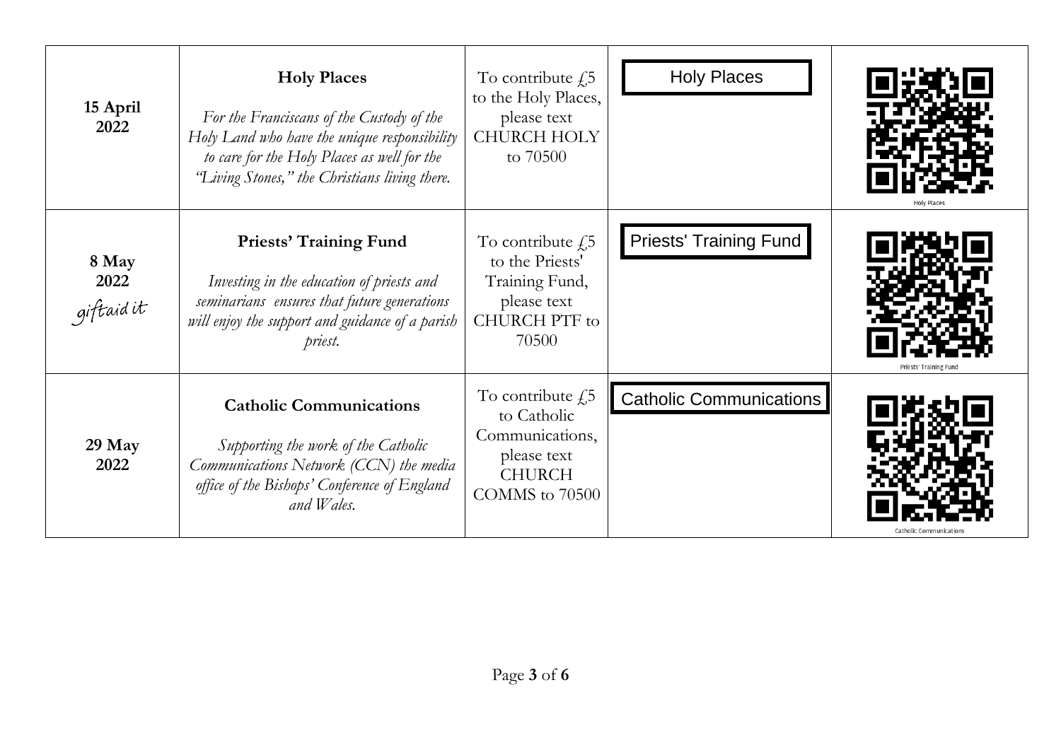| | | | | |
|---|---|---|---|---|
| **15 April 2022** | **Holy Places**<br><br>*For the Franciscans of the Custody of the Holy Land who have the unique responsibility to care for the Holy Places as well for the "Living Stones," the Christians living there.* | To contribute £5 to the Holy Places, please text CHURCH HOLY to 70500 | Holy Places | Holy Places |
| **8 May 2022**<br>giftaid it | **Priests' Training Fund**<br><br>*Investing in the education of priests and seminarians ensures that future generations will enjoy the support and guidance of a parish priest.* | To contribute £5 to the Priests' Training Fund, please text CHURCH PTF to 70500 | Priests' Training Fund | Priests' Training Fund |
| **29 May 2022** | **Catholic Communications**<br><br>*Supporting the work of the Catholic Communications Network (CCN) the media office of the Bishops' Conference of England and Wales.* | To contribute £5 to Catholic Communications, please text CHURCH COMMS to 70500 | Catholic Communications | Catholic Communications |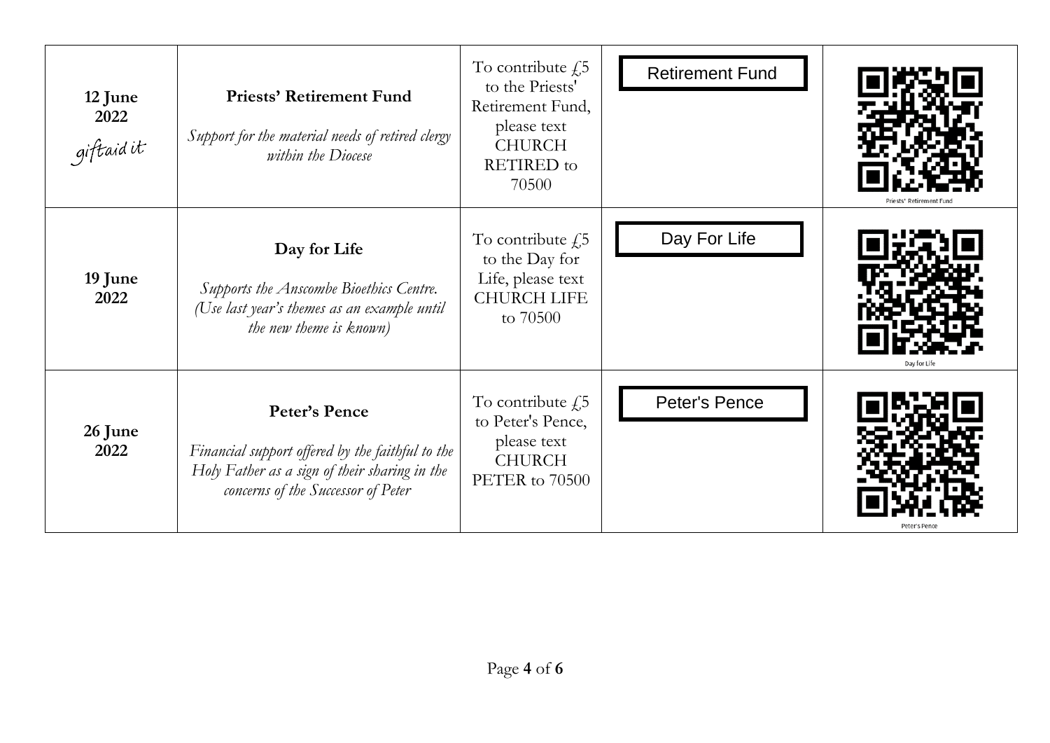| | | | | |
|---|---|---|---|---|
| **12 June 2022** giftaid it | **Priests' Retirement Fund** *Support for the material needs of retired clergy within the Diocese* | To contribute £5 to the Priests' Retirement Fund, please text CHURCH RETIRED to 70500 | Retirement Fund | Priests' Retirement Fund |
| **19 June 2022** | **Day for Life** *Supports the Anscombe Bioethics Centre. (Use last year's themes as an example until the new theme is known)* | To contribute £5 to the Day for Life, please text CHURCH LIFE to 70500 | Day For Life | Day for Life |
| **26 June 2022** | **Peter's Pence** *Financial support offered by the faithful to the Holy Father as a sign of their sharing in the concerns of the Successor of Peter* | To contribute £5 to Peter's Pence, please text CHURCH PETER to 70500 | Peter's Pence | Peter's Pence |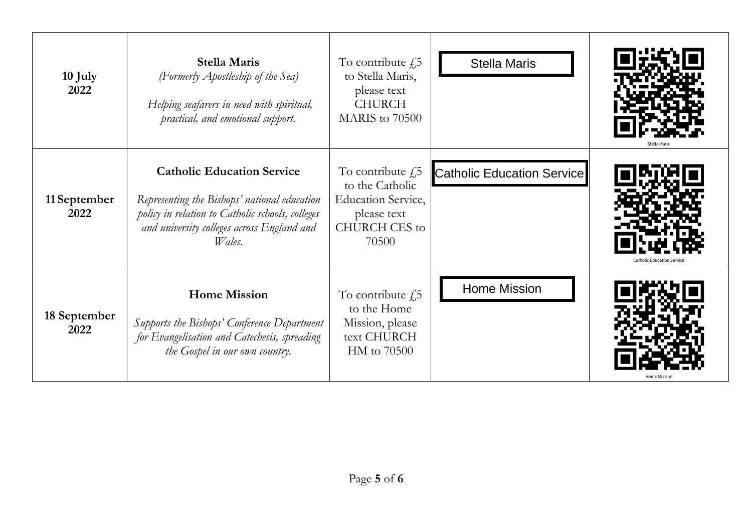| | | | | |
|---|---|---|---|---|
| **10 July 2022** | **Stella Maris** *(Formerly Apostleship of the Sea)* *Helping seafarers in need with spiritual, practical, and emotional support.* | To contribute £5 to Stella Maris, please text CHURCH MARIS to 70500 | Stella Maris | Stella Maris |
| **11 September 2022** | **Catholic Education Service** *Representing the Bishops' national education policy in relation to Catholic schools, colleges and university colleges across England and Wales.* | To contribute £5 to the Catholic Education Service, please text CHURCH CES to 70500 | Catholic Education Service | Catholic Education Service |
| **18 September 2022** | **Home Mission** *Supports the Bishops' Conference Department for Evangelisation and Catechesis, spreading the Gospel in our own country.* | To contribute £5 to the Home Mission, please text CHURCH HM to 70500 | Home Mission | Home Mission |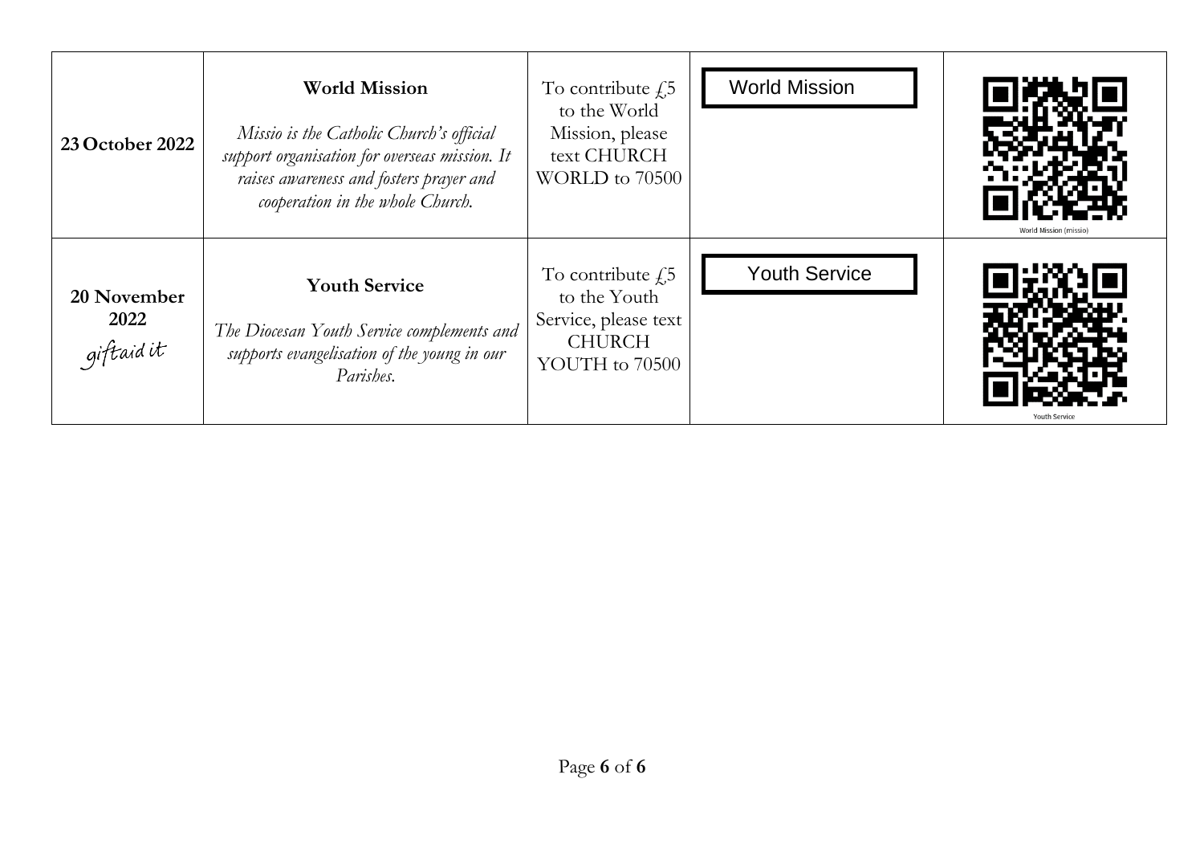| | | | | |
|---|---|---|---|---|
| **23 October 2022** | **World Mission**<br><br>*Missio is the Catholic Church's official support organisation for overseas mission. It raises awareness and fosters prayer and cooperation in the whole Church.* | To contribute £5 to the World Mission, please text CHURCH WORLD to 70500 | World Mission | World Mission (missio) |
| **20 November 2022**<br>giftaid it | **Youth Service**<br><br>*The Diocesan Youth Service complements and supports evangelisation of the young in our Parishes.* | To contribute £5 to the Youth Service, please text CHURCH YOUTH to 70500 | Youth Service | Youth Service |